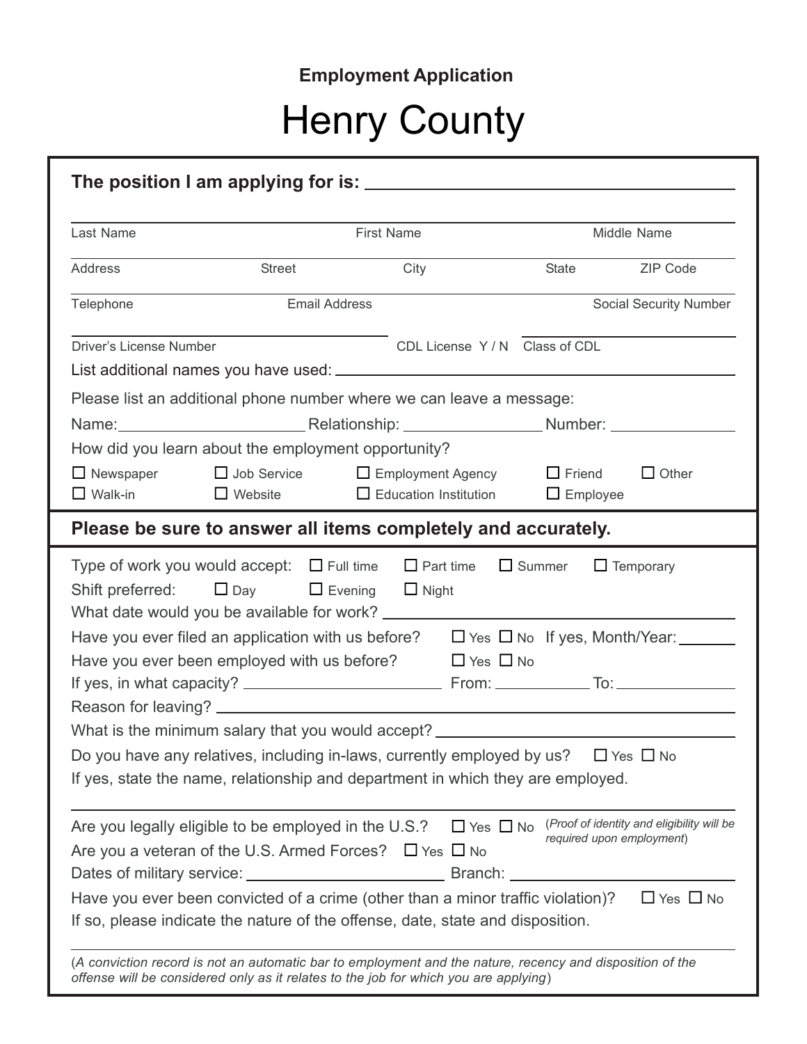**Employment Application**

# Henry County

**The position I am applying for is:** ______________________________

______________________________
Last Name | First Name | Middle Name

______________________________
Address | Street | City | State | ZIP Code

______________________________
Telephone | Email Address | Social Security Number

______________________________
Driver's License Number | CDL License Y / N | Class of CDL

List additional names you have used: ______________________________

Please list an additional phone number where we can leave a message:

Name: ____________ Relationship: ____________ Number: ____________

How did you learn about the employment opportunity?

☐ Newspaper ☐ Job Service ☐ Employment Agency ☐ Friend ☐ Other
☐ Walk-in ☐ Website ☐ Education Institution ☐ Employee

**Please be sure to answer all items completely and accurately.**

Type of work you would accept: ☐ Full time ☐ Part time ☐ Summer ☐ Temporary

Shift preferred: ☐ Day ☐ Evening ☐ Night

What date would you be available for work? ______________________________

Have you ever filed an application with us before? ☐ Yes ☐ No If yes, Month/Year: ________

Have you ever been employed with us before? ☐ Yes ☐ No

If yes, in what capacity? ____________ From: ________ To: ________

Reason for leaving? ______________________________

What is the minimum salary that you would accept? ______________________________

Do you have any relatives, including in-laws, currently employed by us? ☐ Yes ☐ No

If yes, state the name, relationship and department in which they are employed.

______________________________

Are you legally eligible to be employed in the U.S.? ☐ Yes ☐ No (*Proof of identity and eligibility will be required upon employment*)

Are you a veteran of the U.S. Armed Forces? ☐ Yes ☐ No

Dates of military service: ____________ Branch: ____________

Have you ever been convicted of a crime (other than a minor traffic violation)? ☐ Yes ☐ No

If so, please indicate the nature of the offense, date, state and disposition.

______________________________

(*A conviction record is not an automatic bar to employment and the nature, recency and disposition of the offense will be considered only as it relates to the job for which you are applying*)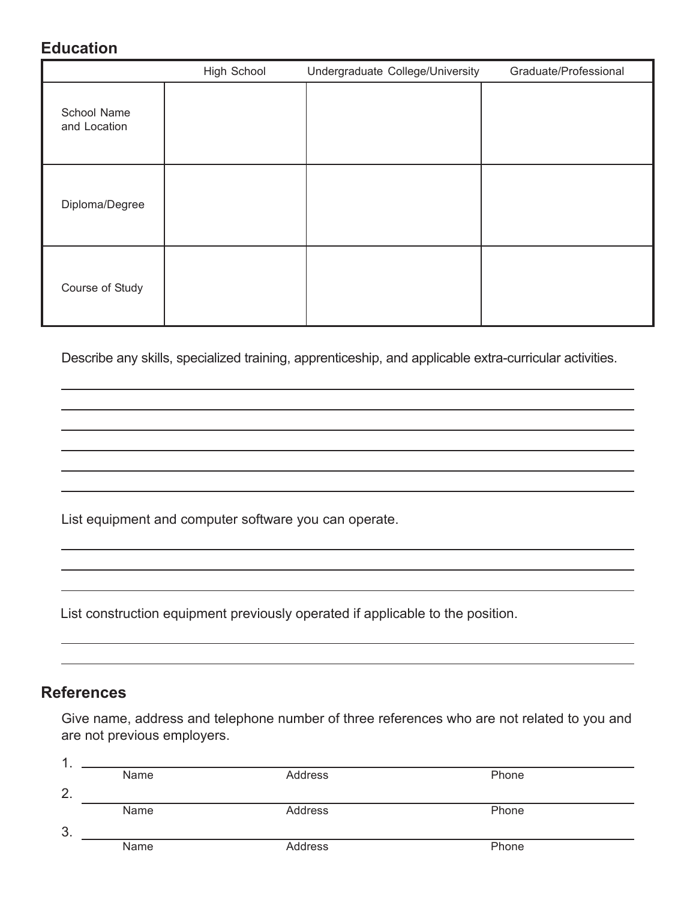## Education

| | High School | Undergraduate College/University | Graduate/Professional |
|---|---|---|---|
| School Name and Location | | | |
| Diploma/Degree | | | |
| Course of Study | | | |

Describe any skills, specialized training, apprenticeship, and applicable extra-curricular activities.

\_\_\_\_\_\_\_\_\_\_\_\_\_\_\_\_\_\_\_\_\_\_\_\_\_\_\_\_\_\_\_\_\_\_\_\_\_\_\_\_\_\_\_\_\_\_\_\_\_\_\_\_\_\_\_\_\_\_\_\_

\_\_\_\_\_\_\_\_\_\_\_\_\_\_\_\_\_\_\_\_\_\_\_\_\_\_\_\_\_\_\_\_\_\_\_\_\_\_\_\_\_\_\_\_\_\_\_\_\_\_\_\_\_\_\_\_\_\_\_\_

\_\_\_\_\_\_\_\_\_\_\_\_\_\_\_\_\_\_\_\_\_\_\_\_\_\_\_\_\_\_\_\_\_\_\_\_\_\_\_\_\_\_\_\_\_\_\_\_\_\_\_\_\_\_\_\_\_\_\_\_

\_\_\_\_\_\_\_\_\_\_\_\_\_\_\_\_\_\_\_\_\_\_\_\_\_\_\_\_\_\_\_\_\_\_\_\_\_\_\_\_\_\_\_\_\_\_\_\_\_\_\_\_\_\_\_\_\_\_\_\_

\_\_\_\_\_\_\_\_\_\_\_\_\_\_\_\_\_\_\_\_\_\_\_\_\_\_\_\_\_\_\_\_\_\_\_\_\_\_\_\_\_\_\_\_\_\_\_\_\_\_\_\_\_\_\_\_\_\_\_\_

\_\_\_\_\_\_\_\_\_\_\_\_\_\_\_\_\_\_\_\_\_\_\_\_\_\_\_\_\_\_\_\_\_\_\_\_\_\_\_\_\_\_\_\_\_\_\_\_\_\_\_\_\_\_\_\_\_\_\_\_

List equipment and computer software you can operate.

\_\_\_\_\_\_\_\_\_\_\_\_\_\_\_\_\_\_\_\_\_\_\_\_\_\_\_\_\_\_\_\_\_\_\_\_\_\_\_\_\_\_\_\_\_\_\_\_\_\_\_\_\_\_\_\_\_\_\_\_

\_\_\_\_\_\_\_\_\_\_\_\_\_\_\_\_\_\_\_\_\_\_\_\_\_\_\_\_\_\_\_\_\_\_\_\_\_\_\_\_\_\_\_\_\_\_\_\_\_\_\_\_\_\_\_\_\_\_\_\_

\_\_\_\_\_\_\_\_\_\_\_\_\_\_\_\_\_\_\_\_\_\_\_\_\_\_\_\_\_\_\_\_\_\_\_\_\_\_\_\_\_\_\_\_\_\_\_\_\_\_\_\_\_\_\_\_\_\_\_\_

List construction equipment previously operated if applicable to the position.

\_\_\_\_\_\_\_\_\_\_\_\_\_\_\_\_\_\_\_\_\_\_\_\_\_\_\_\_\_\_\_\_\_\_\_\_\_\_\_\_\_\_\_\_\_\_\_\_\_\_\_\_\_\_\_\_\_\_\_\_

\_\_\_\_\_\_\_\_\_\_\_\_\_\_\_\_\_\_\_\_\_\_\_\_\_\_\_\_\_\_\_\_\_\_\_\_\_\_\_\_\_\_\_\_\_\_\_\_\_\_\_\_\_\_\_\_\_\_\_\_

## References

Give name, address and telephone number of three references who are not related to you and are not previous employers.

1. \_\_\_\_\_\_\_\_\_\_\_\_\_\_\_\_\_\_\_\_\_\_\_\_\_\_\_\_\_\_\_\_\_\_\_\_\_\_\_\_\_\_\_\_\_\_\_\_\_\_\_\_\_\_\_\_\_\_
   Name Address Phone
2. \_\_\_\_\_\_\_\_\_\_\_\_\_\_\_\_\_\_\_\_\_\_\_\_\_\_\_\_\_\_\_\_\_\_\_\_\_\_\_\_\_\_\_\_\_\_\_\_\_\_\_\_\_\_\_\_\_\_
   Name Address Phone
3. \_\_\_\_\_\_\_\_\_\_\_\_\_\_\_\_\_\_\_\_\_\_\_\_\_\_\_\_\_\_\_\_\_\_\_\_\_\_\_\_\_\_\_\_\_\_\_\_\_\_\_\_\_\_\_\_\_\_
   Name Address Phone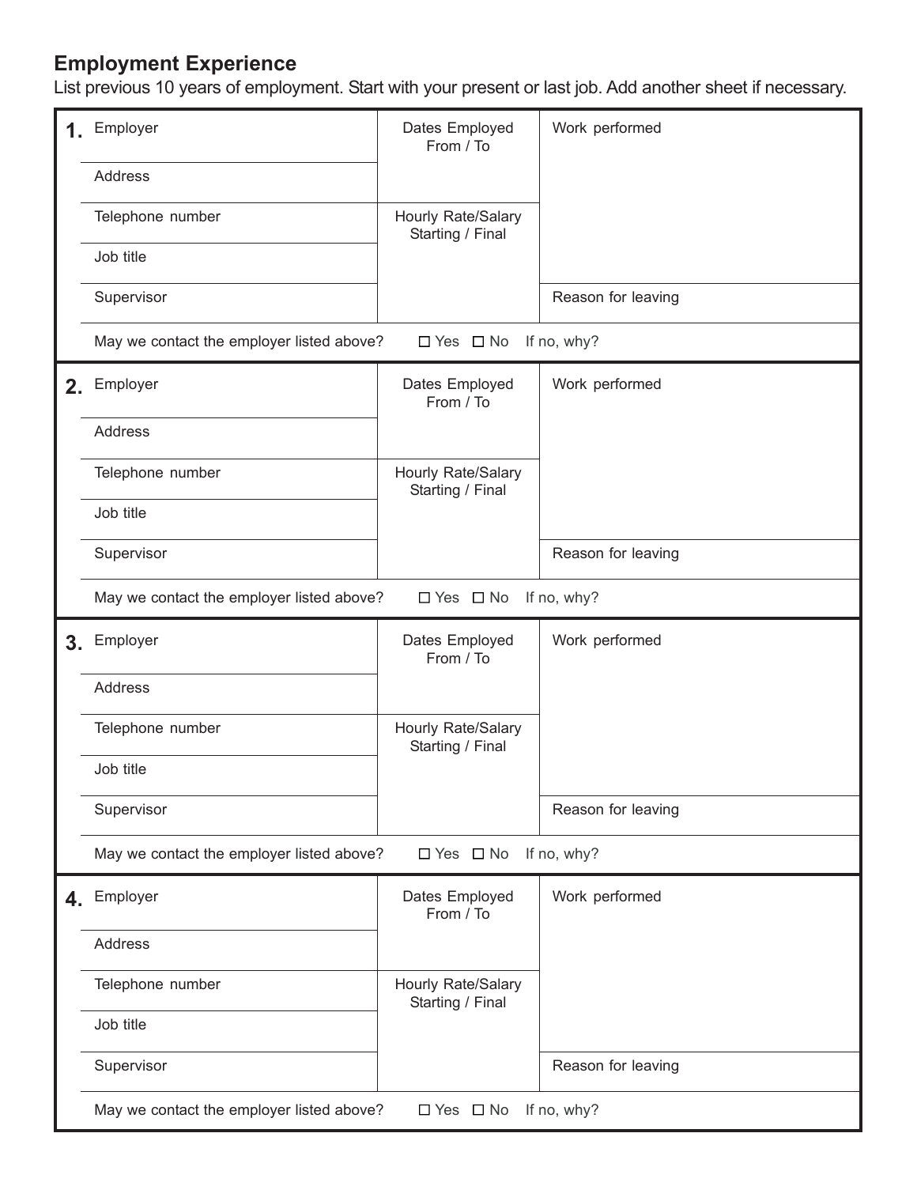## Employment Experience

List previous 10 years of employment. Start with your present or last job. Add another sheet if necessary.

| | | | |
|---|---|---|---|
| **1.** | Employer | Dates Employed From / To | Work performed |
| | Address | | |
| | Telephone number | Hourly Rate/Salary Starting / Final | |
| | Job title | | |
| | Supervisor | | Reason for leaving |
| | May we contact the employer listed above? ☐ Yes ☐ No If no, why? | | |
| **2.** | Employer | Dates Employed From / To | Work performed |
| | Address | | |
| | Telephone number | Hourly Rate/Salary Starting / Final | |
| | Job title | | |
| | Supervisor | | Reason for leaving |
| | May we contact the employer listed above? ☐ Yes ☐ No If no, why? | | |
| **3.** | Employer | Dates Employed From / To | Work performed |
| | Address | | |
| | Telephone number | Hourly Rate/Salary Starting / Final | |
| | Job title | | |
| | Supervisor | | Reason for leaving |
| | May we contact the employer listed above? ☐ Yes ☐ No If no, why? | | |
| **4.** | Employer | Dates Employed From / To | Work performed |
| | Address | | |
| | Telephone number | Hourly Rate/Salary Starting / Final | |
| | Job title | | |
| | Supervisor | | Reason for leaving |
| | May we contact the employer listed above? ☐ Yes ☐ No If no, why? | | |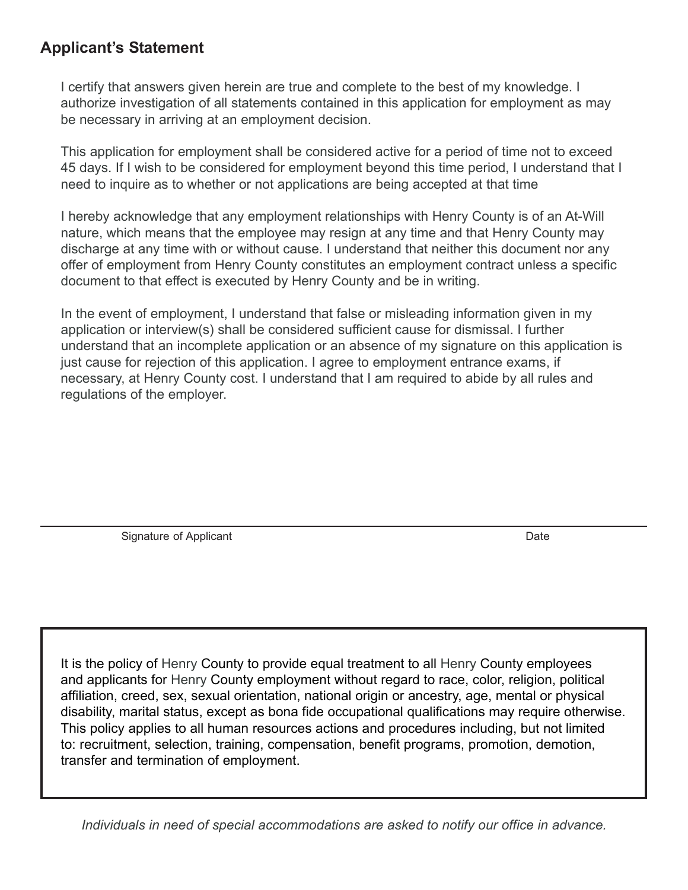## Applicant's Statement

I certify that answers given herein are true and complete to the best of my knowledge. I authorize investigation of all statements contained in this application for employment as may be necessary in arriving at an employment decision.

This application for employment shall be considered active for a period of time not to exceed 45 days. If I wish to be considered for employment beyond this time period, I understand that I need to inquire as to whether or not applications are being accepted at that time

I hereby acknowledge that any employment relationships with Henry County is of an At-Will nature, which means that the employee may resign at any time and that Henry County may discharge at any time with or without cause. I understand that neither this document nor any offer of employment from Henry County constitutes an employment contract unless a specific document to that effect is executed by Henry County and be in writing.

In the event of employment, I understand that false or misleading information given in my application or interview(s) shall be considered sufficient cause for dismissal. I further understand that an incomplete application or an absence of my signature on this application is just cause for rejection of this application. I agree to employment entrance exams, if necessary, at Henry County cost. I understand that I am required to abide by all rules and regulations of the employer.

Signature of Applicant ______________________________ Date ____________

It is the policy of Henry County to provide equal treatment to all Henry County employees and applicants for Henry County employment without regard to race, color, religion, political affiliation, creed, sex, sexual orientation, national origin or ancestry, age, mental or physical disability, marital status, except as bona fide occupational qualifications may require otherwise. This policy applies to all human resources actions and procedures including, but not limited to: recruitment, selection, training, compensation, benefit programs, promotion, demotion, transfer and termination of employment.

*Individuals in need of special accommodations are asked to notify our office in advance.*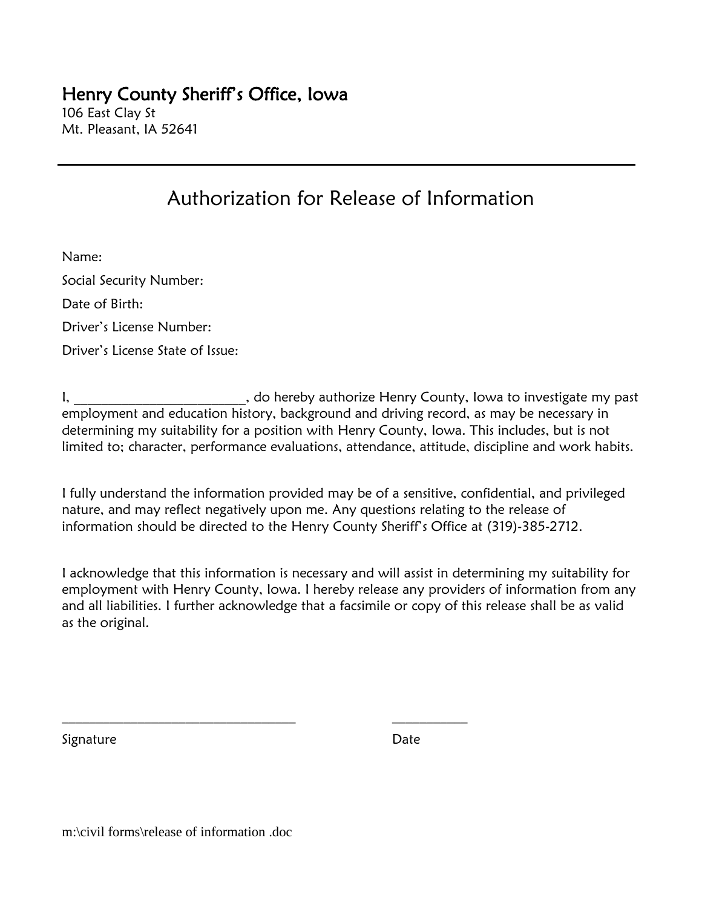## Henry County Sheriff's Office, Iowa

106 East Clay St
Mt. Pleasant, IA 52641

---

# Authorization for Release of Information

Name:

Social Security Number:

Date of Birth:

Driver's License Number:

Driver's License State of Issue:

I, _________________________, do hereby authorize Henry County, Iowa to investigate my past employment and education history, background and driving record, as may be necessary in determining my suitability for a position with Henry County, Iowa. This includes, but is not limited to; character, performance evaluations, attendance, attitude, discipline and work habits.

I fully understand the information provided may be of a sensitive, confidential, and privileged nature, and may reflect negatively upon me. Any questions relating to the release of information should be directed to the Henry County Sheriff's Office at (319)-385-2712.

I acknowledge that this information is necessary and will assist in determining my suitability for employment with Henry County, Iowa. I hereby release any providers of information from any and all liabilities. I further acknowledge that a facsimile or copy of this release shall be as valid as the original.

___________________________________ ___________

Signature Date

m:\civil forms\release of information .doc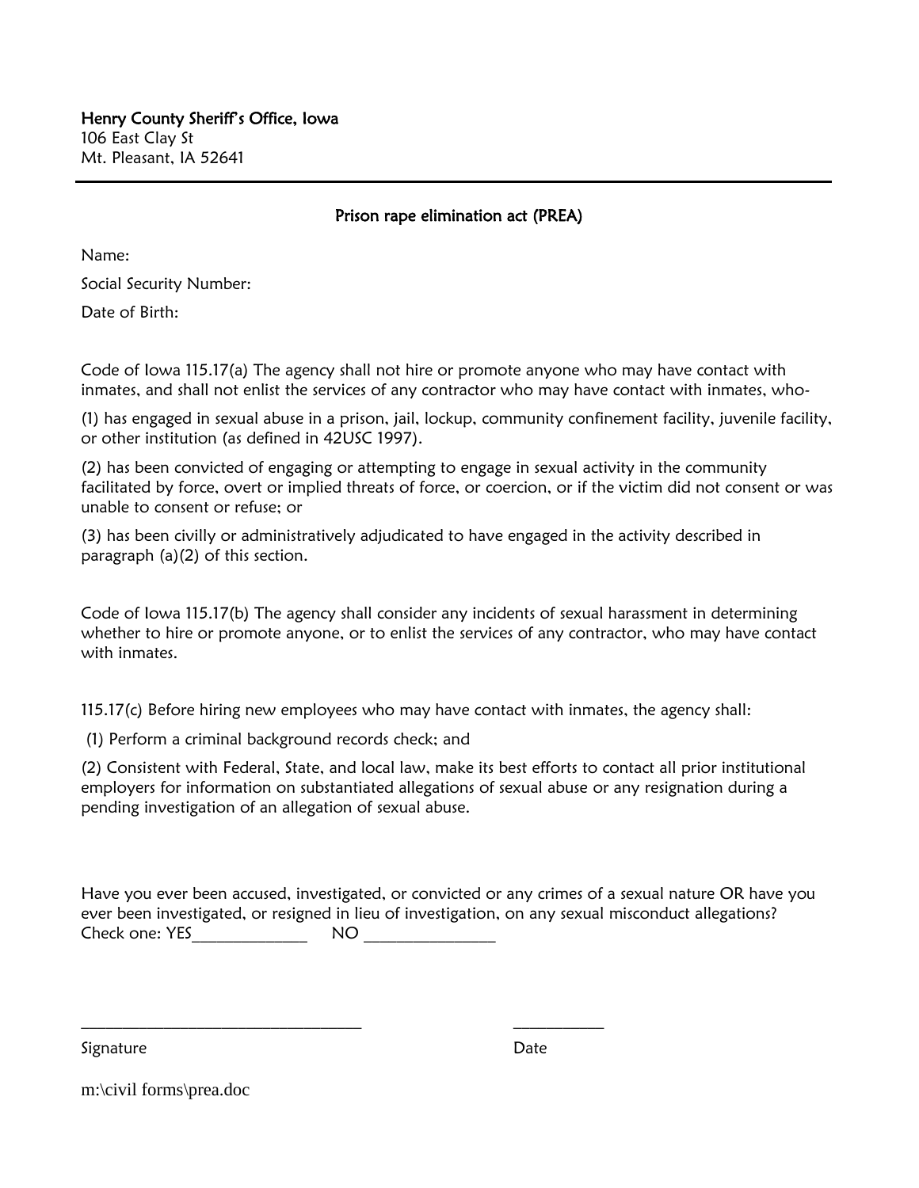**Henry County Sheriff's Office, Iowa**
106 East Clay St
Mt. Pleasant, IA 52641

---

## Prison rape elimination act (PREA)

Name:

Social Security Number:

Date of Birth:

Code of Iowa 115.17(a) The agency shall not hire or promote anyone who may have contact with inmates, and shall not enlist the services of any contractor who may have contact with inmates, who-

(1) has engaged in sexual abuse in a prison, jail, lockup, community confinement facility, juvenile facility, or other institution (as defined in 42USC 1997).

(2) has been convicted of engaging or attempting to engage in sexual activity in the community facilitated by force, overt or implied threats of force, or coercion, or if the victim did not consent or was unable to consent or refuse; or

(3) has been civilly or administratively adjudicated to have engaged in the activity described in paragraph (a)(2) of this section.

Code of Iowa 115.17(b) The agency shall consider any incidents of sexual harassment in determining whether to hire or promote anyone, or to enlist the services of any contractor, who may have contact with inmates.

115.17(c) Before hiring new employees who may have contact with inmates, the agency shall:

(1) Perform a criminal background records check; and

(2) Consistent with Federal, State, and local law, make its best efforts to contact all prior institutional employers for information on substantiated allegations of sexual abuse or any resignation during a pending investigation of an allegation of sexual abuse.

Have you ever been accused, investigated, or convicted or any crimes of a sexual nature OR have you ever been investigated, or resigned in lieu of investigation, on any sexual misconduct allegations?
Check one: YES_____________ NO _______________

_________________________________ __________

Signature Date

m:\civil forms\prea.doc